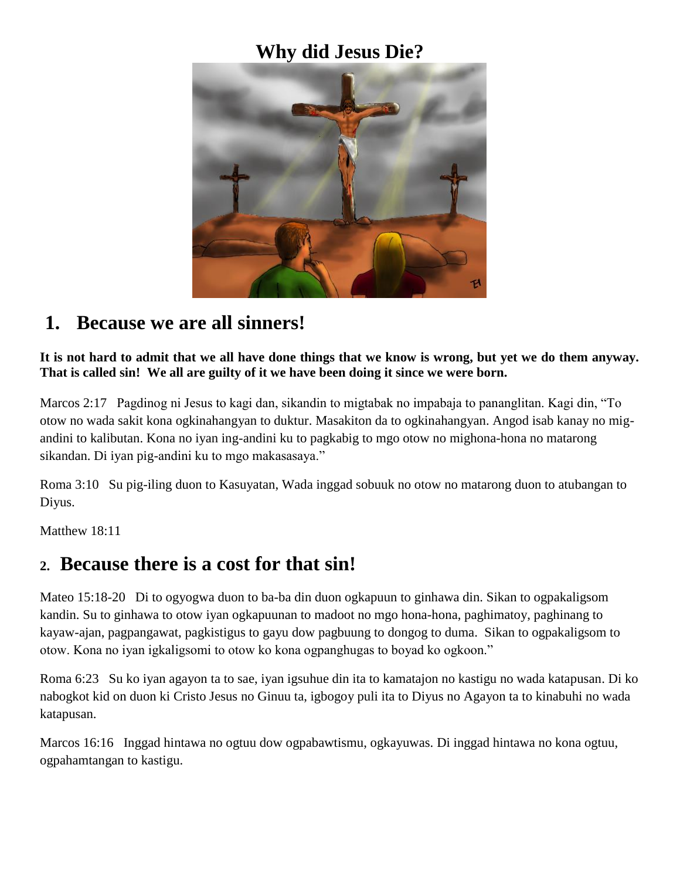# Why did Jesus Die?

## 1. Because we are all sinners!

**It is not hard to admit that we all have done things that we know is wrong, but yet we do them anyway. That is called sin! We all are guilty of it we have been doing it since we were born.**

Marcos 2:17 Pagdinog ni Jesus to kagi dan, sikandin to migtabak no impabaja to pananglitan. Kagi din, "To otow no wada sakit kona ogkinahangyan to duktur. Masakiton da to ogkinahangyan. Angod isab kanay no mig-andini to kalibutan. Kona no iyan ing-andini ku to pagkabig to mgo otow no mighona-hona no matarong sikandan. Di iyan pig-andini ku to mgo makasasaya."

Roma 3:10 Su pig-iling duon to Kasuyatan, Wada inggad sobuuk no otow no matarong duon to atubangan to Diyus.

Matthew 18:11

## 2. Because there is a cost for that sin!

Mateo 15:18-20 Di to ogyogwa duon to ba-ba din duon ogkapuun to ginhawa din. Sikan to ogpakaligsom kandin. Su to ginhawa to otow iyan ogkapuunan to madoot no mgo hona-hona, paghimatoy, paghinang to kayaw-ajan, pagpangawat, pagkistigus to gayu dow pagbuung to dongog to duma. Sikan to ogpakaligsom to otow. Kona no iyan igkaligsomi to otow ko kona ogpanghugas to boyad ko ogkoon."

Roma 6:23 Su ko iyan agayon ta to sae, iyan igsuhue din ita to kamatajon no kastigu no wada katapusan. Di ko nabogkot kid on duon ki Cristo Jesus no Ginuu ta, igbogoy puli ita to Diyus no Agayon ta to kinabuhi no wada katapusan.

Marcos 16:16 Inggad hintawa no ogtuu dow ogpabawtismu, ogkayuwas. Di inggad hintawa no kona ogtuu, ogpahamtangan to kastigu.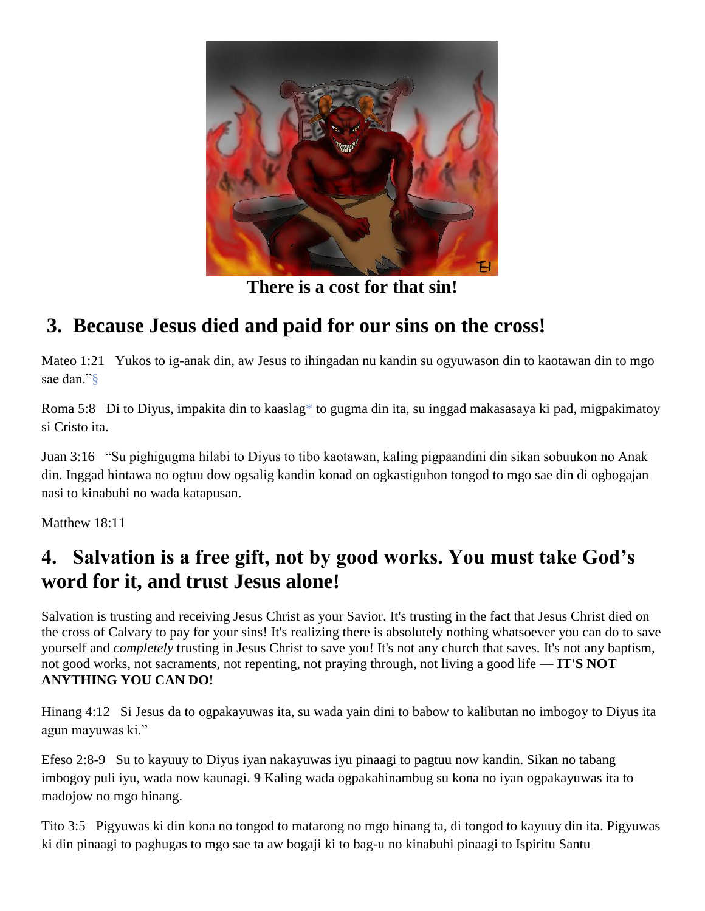**There is a cost for that sin!**

## 3. Because Jesus died and paid for our sins on the cross!

Mateo 1:21 Yukos to ig-anak din, aw Jesus to ihingadan nu kandin su ogyuwason din to kaotawan din to mgo sae dan."§

Roma 5:8 Di to Diyus, impakita din to kaaslag* to gugma din ita, su inggad makasasaya ki pad, migpakimatoy si Cristo ita.

Juan 3:16 "Su pighigugma hilabi to Diyus to tibo kaotawan, kaling pigpaandini din sikan sobuukon no Anak din. Inggad hintawa no ogtuu dow ogsalig kandin konad on ogkastiguhon tongod to mgo sae din di ogbogajan nasi to kinabuhi no wada katapusan.

Matthew 18:11

## 4. Salvation is a free gift, not by good works. You must take God's word for it, and trust Jesus alone!

Salvation is trusting and receiving Jesus Christ as your Savior. It's trusting in the fact that Jesus Christ died on the cross of Calvary to pay for your sins! It's realizing there is absolutely nothing whatsoever you can do to save yourself and *completely* trusting in Jesus Christ to save you! It's not any church that saves. It's not any baptism, not good works, not sacraments, not repenting, not praying through, not living a good life — **IT'S NOT ANYTHING YOU CAN DO!**

Hinang 4:12 Si Jesus da to ogpakayuwas ita, su wada yain dini to babow to kalibutan no imbogoy to Diyus ita agun mayuwas ki."

Efeso 2:8-9 Su to kayuuy to Diyus iyan nakayuwas iyu pinaagi to pagtuu now kandin. Sikan no tabang imbogoy puli iyu, wada now kaunagi. **9** Kaling wada ogpakahinambug su kona no iyan ogpakayuwas ita to madojow no mgo hinang.

Tito 3:5 Pigyuwas ki din kona no tongod to matarong no mgo hinang ta, di tongod to kayuuy din ita. Pigyuwas ki din pinaagi to paghugas to mgo sae ta aw bogaji ki to bag-u no kinabuhi pinaagi to Ispiritu Santu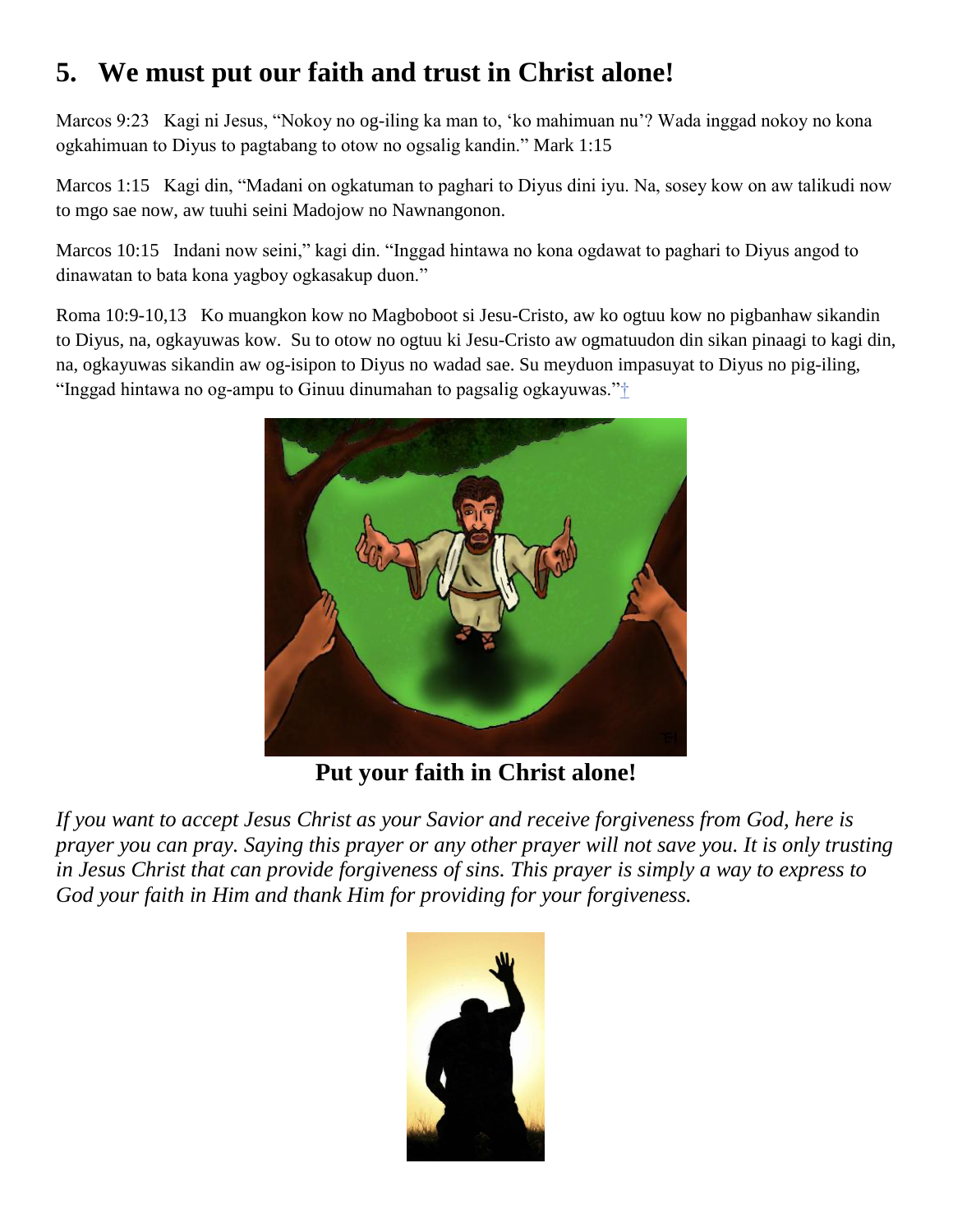## 5. We must put our faith and trust in Christ alone!

Marcos 9:23 Kagi ni Jesus, "Nokoy no og-iling ka man to, 'ko mahimuan nu'? Wada inggad nokoy no kona ogkahimuan to Diyus to pagtabang to otow no ogsalig kandin." Mark 1:15

Marcos 1:15 Kagi din, "Madani on ogkatuman to paghari to Diyus dini iyu. Na, sosey kow on aw talikudi now to mgo sae now, aw tuuhi seini Madojow no Nawnangonon.

Marcos 10:15 Indani now seini," kagi din. "Inggad hintawa no kona ogdawat to paghari to Diyus angod to dinawatan to bata kona yagboy ogkasakup duon."

Roma 10:9-10,13 Ko muangkon kow no Magboboot si Jesu-Cristo, aw ko ogtuu kow no pigbanhaw sikandin to Diyus, na, ogkayuwas kow. Su to otow no ogtuu ki Jesu-Cristo aw ogmatuudon din sikan pinaagi to kagi din, na, ogkayuwas sikandin aw og-isipon to Diyus no wadad sae. Su meyduon impasuyat to Diyus no pig-iling, "Inggad hintawa no og-ampu to Ginuu dinumahan to pagsalig ogkayuwas."†

**Put your faith in Christ alone!**

*If you want to accept Jesus Christ as your Savior and receive forgiveness from God, here is prayer you can pray. Saying this prayer or any other prayer will not save you. It is only trusting in Jesus Christ that can provide forgiveness of sins. This prayer is simply a way to express to God your faith in Him and thank Him for providing for your forgiveness.*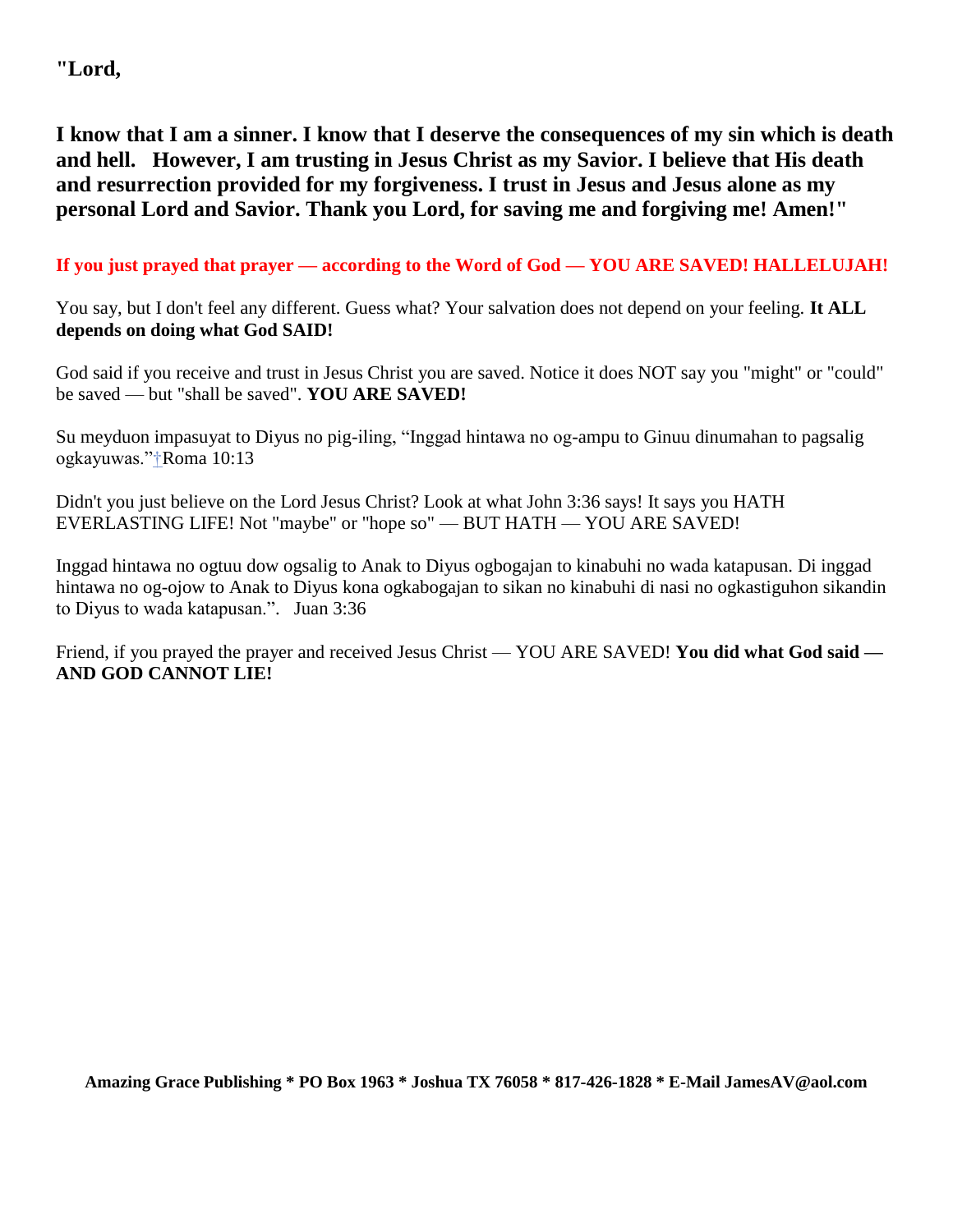**"Lord,**

**I know that I am a sinner. I know that I deserve the consequences of my sin which is death and hell. However, I am trusting in Jesus Christ as my Savior. I believe that His death and resurrection provided for my forgiveness. I trust in Jesus and Jesus alone as my personal Lord and Savior. Thank you Lord, for saving me and forgiving me! Amen!"**

**If you just prayed that prayer — according to the Word of God — YOU ARE SAVED! HALLELUJAH!**

You say, but I don't feel any different. Guess what? Your salvation does not depend on your feeling. **It ALL depends on doing what God SAID!**

God said if you receive and trust in Jesus Christ you are saved. Notice it does NOT say you "might" or "could" be saved — but "shall be saved". **YOU ARE SAVED!**

Su meyduon impasuyat to Diyus no pig-iling, “Inggad hintawa no og-ampu to Ginuu dinumahan to pagsalig ogkayuwas.”†Roma 10:13

Didn't you just believe on the Lord Jesus Christ? Look at what John 3:36 says! It says you HATH EVERLASTING LIFE! Not "maybe" or "hope so" — BUT HATH — YOU ARE SAVED!

Inggad hintawa no ogtuu dow ogsalig to Anak to Diyus ogbogajan to kinabuhi no wada katapusan. Di inggad hintawa no og-ojow to Anak to Diyus kona ogkabogajan to sikan no kinabuhi di nasi no ogkastiguhon sikandin to Diyus to wada katapusan.”. Juan 3:36

Friend, if you prayed the prayer and received Jesus Christ — YOU ARE SAVED! **You did what God said — AND GOD CANNOT LIE!**

**Amazing Grace Publishing * PO Box 1963 * Joshua TX 76058 * 817-426-1828 * E-Mail JamesAV@aol.com**